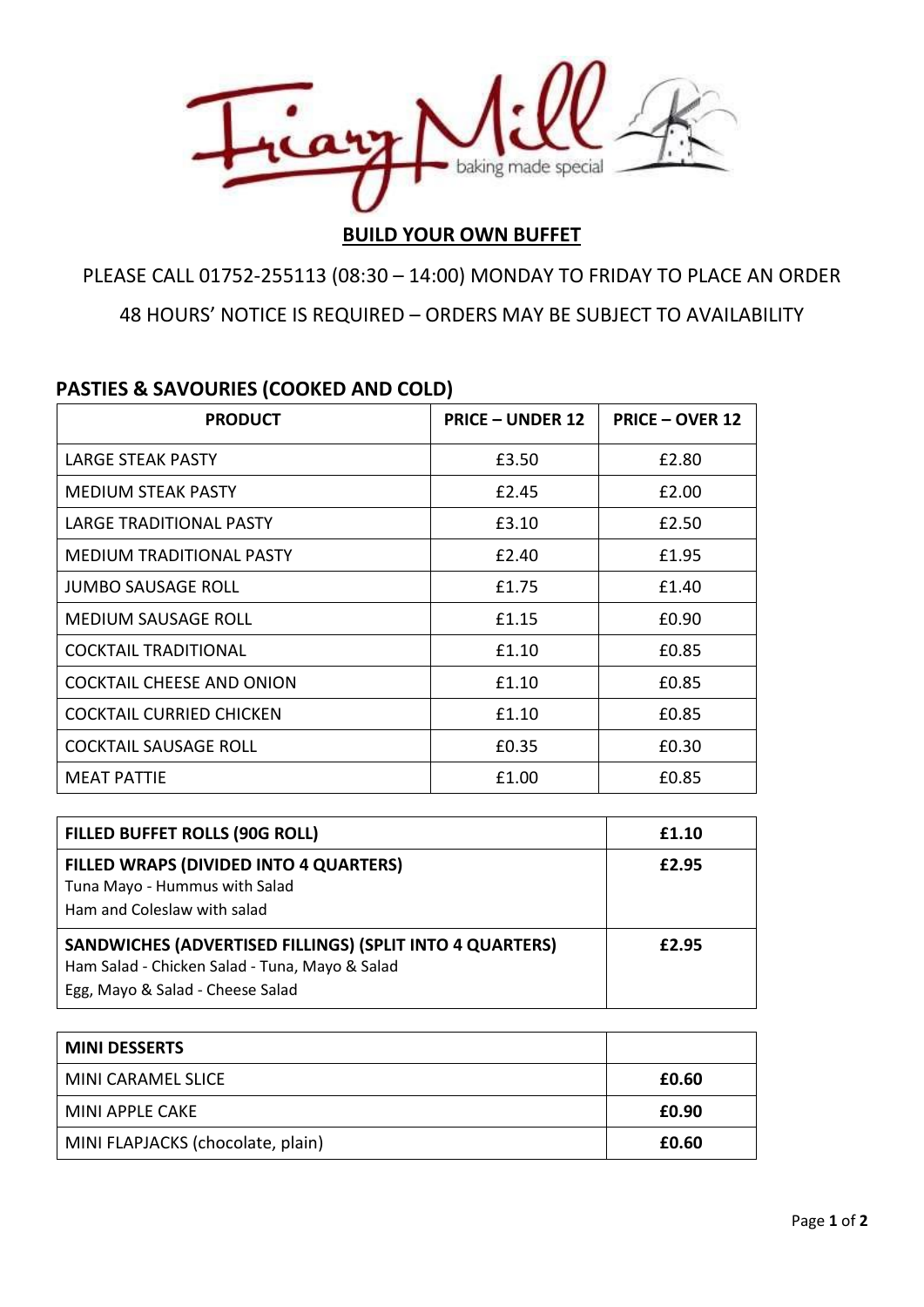# BUILD YOUR OWN BUFFET

PLEASE CALL 01752-255113 (08:30 – 14:00) MONDAY TO FRIDAY TO PLACE AN ORDER

48 HOURS' NOTICE IS REQUIRED – ORDERS MAY BE SUBJECT TO AVAILABILITY

## PASTIES & SAVOURIES (COOKED AND COLD)

| PRODUCT | PRICE – UNDER 12 | PRICE – OVER 12 |
|---|---|---|
| LARGE STEAK PASTY | £3.50 | £2.80 |
| MEDIUM STEAK PASTY | £2.45 | £2.00 |
| LARGE TRADITIONAL PASTY | £3.10 | £2.50 |
| MEDIUM TRADITIONAL PASTY | £2.40 | £1.95 |
| JUMBO SAUSAGE ROLL | £1.75 | £1.40 |
| MEDIUM SAUSAGE ROLL | £1.15 | £0.90 |
| COCKTAIL TRADITIONAL | £1.10 | £0.85 |
| COCKTAIL CHEESE AND ONION | £1.10 | £0.85 |
| COCKTAIL CURRIED CHICKEN | £1.10 | £0.85 |
| COCKTAIL SAUSAGE ROLL | £0.35 | £0.30 |
| MEAT PATTIE | £1.00 | £0.85 |

| **FILLED BUFFET ROLLS (90G ROLL)** | **£1.10** |
|---|---|
| **FILLED WRAPS (DIVIDED INTO 4 QUARTERS)**<br>Tuna Mayo - Hummus with Salad<br>Ham and Coleslaw with salad | **£2.95** |
| **SANDWICHES (ADVERTISED FILLINGS) (SPLIT INTO 4 QUARTERS)**<br>Ham Salad - Chicken Salad - Tuna, Mayo & Salad<br>Egg, Mayo & Salad - Cheese Salad | **£2.95** |

| **MINI DESSERTS** | |
|---|---|
| MINI CARAMEL SLICE | **£0.60** |
| MINI APPLE CAKE | **£0.90** |
| MINI FLAPJACKS (chocolate, plain) | **£0.60** |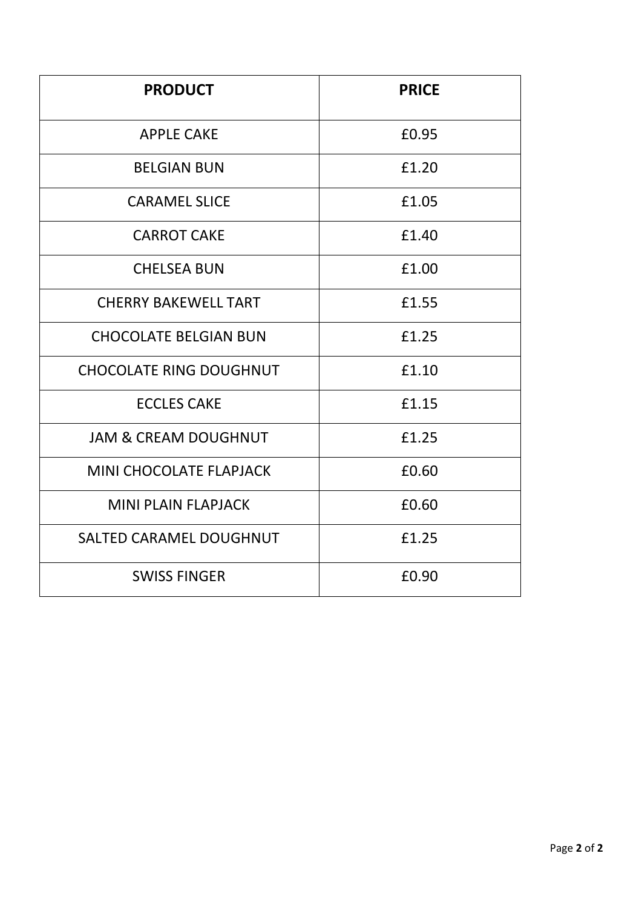| PRODUCT | PRICE |
| --- | --- |
| APPLE CAKE | £0.95 |
| BELGIAN BUN | £1.20 |
| CARAMEL SLICE | £1.05 |
| CARROT CAKE | £1.40 |
| CHELSEA BUN | £1.00 |
| CHERRY BAKEWELL TART | £1.55 |
| CHOCOLATE BELGIAN BUN | £1.25 |
| CHOCOLATE RING DOUGHNUT | £1.10 |
| ECCLES CAKE | £1.15 |
| JAM & CREAM DOUGHNUT | £1.25 |
| MINI CHOCOLATE FLAPJACK | £0.60 |
| MINI PLAIN FLAPJACK | £0.60 |
| SALTED CARAMEL DOUGHNUT | £1.25 |
| SWISS FINGER | £0.90 |